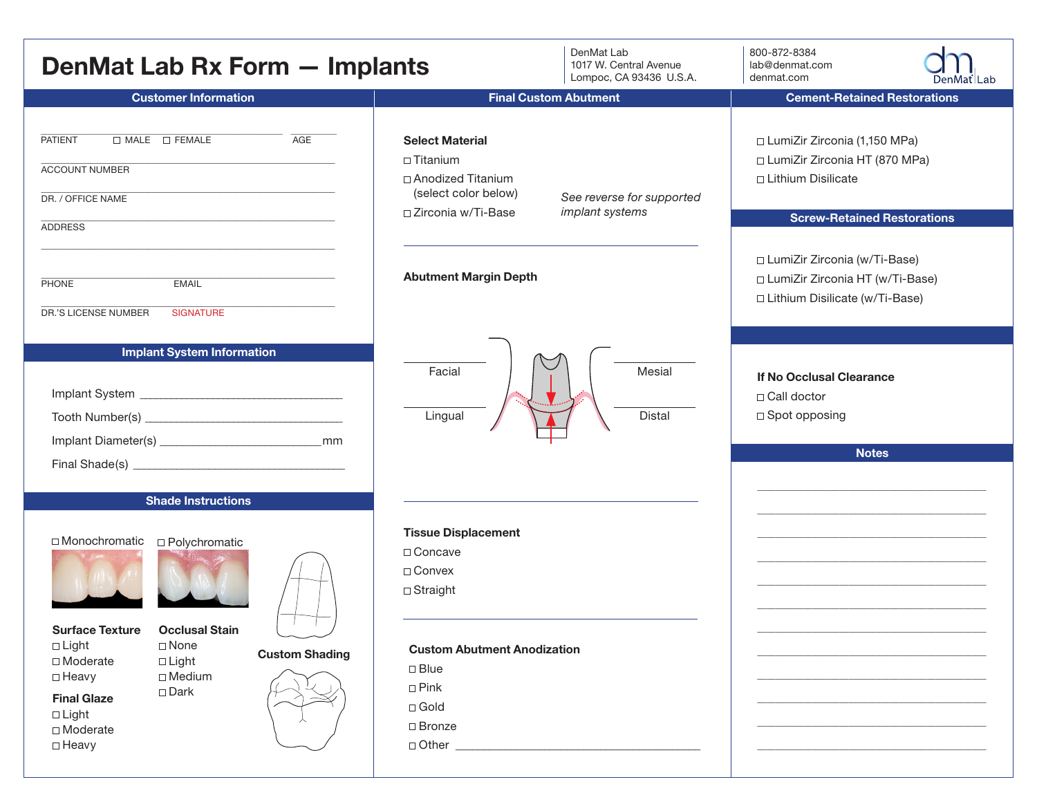# DenMat Lab Rx Form — Implants

DenMat Lab
1017 W. Central Avenue
Lompoc, CA 93436 U.S.A.

800-872-8384
lab@denmat.com
denmat.com

DenMat Lab

## Customer Information

PATIENT ☐ MALE ☐ FEMALE AGE

ACCOUNT NUMBER

DR. / OFFICE NAME

ADDRESS

PHONE EMAIL

DR.'S LICENSE NUMBER SIGNATURE

## Implant System Information

Implant System ______________________

Tooth Number(s) ______________________

Implant Diameter(s) ______________________ mm

Final Shade(s) ______________________

## Shade Instructions

☐ Monochromatic ☐ Polychromatic

**Surface Texture**
- ☐ Light
- ☐ Moderate
- ☐ Heavy

**Final Glaze**
- ☐ Light
- ☐ Moderate
- ☐ Heavy

**Occlusal Stain**
- ☐ None
- ☐ Light
- ☐ Medium
- ☐ Dark

**Custom Shading**

## Final Custom Abutment

**Select Material**
- ☐ Titanium
- ☐ Anodized Titanium (select color below)
- ☐ Zirconia w/Ti-Base

*See reverse for supported implant systems*

**Abutment Margin Depth**

Facial ______ Mesial ______

Lingual ______ Distal ______

**Tissue Displacement**
- ☐ Concave
- ☐ Convex
- ☐ Straight

**Custom Abutment Anodization**
- ☐ Blue
- ☐ Pink
- ☐ Gold
- ☐ Bronze
- ☐ Other ______________________

## Cement-Retained Restorations

- ☐ LumiZir Zirconia (1,150 MPa)
- ☐ LumiZir Zirconia HT (870 MPa)
- ☐ Lithium Disilicate

## Screw-Retained Restorations

- ☐ LumiZir Zirconia (w/Ti-Base)
- ☐ LumiZir Zirconia HT (w/Ti-Base)
- ☐ Lithium Disilicate (w/Ti-Base)

**If No Occlusal Clearance**
- ☐ Call doctor
- ☐ Spot opposing

## Notes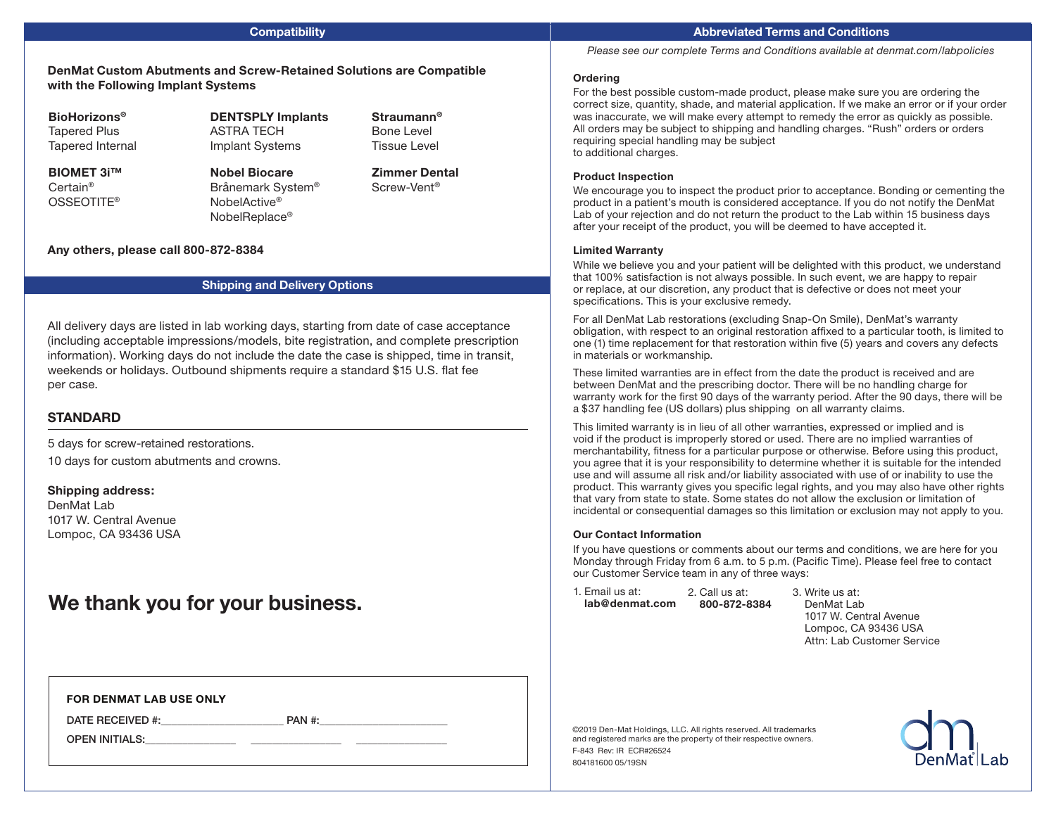## Compatibility

**DenMat Custom Abutments and Screw-Retained Solutions are Compatible with the Following Implant Systems**

**BioHorizons®**
Tapered Plus
Tapered Internal

**BIOMET 3i™**
Certain®
OSSEOTITE®

**DENTSPLY Implants**
ASTRA TECH
Implant Systems

**Nobel Biocare**
Brånemark System®
NobelActive®
NobelReplace®

**Straumann®**
Bone Level
Tissue Level

**Zimmer Dental**
Screw-Vent®

**Any others, please call 800-872-8384**

## Shipping and Delivery Options

All delivery days are listed in lab working days, starting from date of case acceptance (including acceptable impressions/models, bite registration, and complete prescription information). Working days do not include the date the case is shipped, time in transit, weekends or holidays. Outbound shipments require a standard $15 U.S. flat fee per case.

### STANDARD

5 days for screw-retained restorations.

10 days for custom abutments and crowns.

**Shipping address:**
DenMat Lab
1017 W. Central Avenue
Lompoc, CA 93436 USA

# We thank you for your business.

**FOR DENMAT LAB USE ONLY**

DATE RECEIVED #:____________________ PAN #:____________________

OPEN INITIALS:______________ ______________ ______________

## Abbreviated Terms and Conditions

*Please see our complete Terms and Conditions available at denmat.com/labpolicies*

**Ordering**

For the best possible custom-made product, please make sure you are ordering the correct size, quantity, shade, and material application. If we make an error or if your order was inaccurate, we will make every attempt to remedy the error as quickly as possible. All orders may be subject to shipping and handling charges. "Rush" orders or orders requiring special handling may be subject to additional charges.

**Product Inspection**

We encourage you to inspect the product prior to acceptance. Bonding or cementing the product in a patient's mouth is considered acceptance. If you do not notify the DenMat Lab of your rejection and do not return the product to the Lab within 15 business days after your receipt of the product, you will be deemed to have accepted it.

**Limited Warranty**

While we believe you and your patient will be delighted with this product, we understand that 100% satisfaction is not always possible. In such event, we are happy to repair or replace, at our discretion, any product that is defective or does not meet your specifications. This is your exclusive remedy.

For all DenMat Lab restorations (excluding Snap-On Smile), DenMat's warranty obligation, with respect to an original restoration affixed to a particular tooth, is limited to one (1) time replacement for that restoration within five (5) years and covers any defects in materials or workmanship.

These limited warranties are in effect from the date the product is received and are between DenMat and the prescribing doctor. There will be no handling charge for warranty work for the first 90 days of the warranty period. After the 90 days, there will be a $37 handling fee (US dollars) plus shipping on all warranty claims.

This limited warranty is in lieu of all other warranties, expressed or implied and is void if the product is improperly stored or used. There are no implied warranties of merchantability, fitness for a particular purpose or otherwise. Before using this product, you agree that it is your responsibility to determine whether it is suitable for the intended use and will assume all risk and/or liability associated with use of or inability to use the product. This warranty gives you specific legal rights, and you may also have other rights that vary from state to state. Some states do not allow the exclusion or limitation of incidental or consequential damages so this limitation or exclusion may not apply to you.

**Our Contact Information**

If you have questions or comments about our terms and conditions, we are here for you Monday through Friday from 6 a.m. to 5 p.m. (Pacific Time). Please feel free to contact our Customer Service team in any of three ways:

1. Email us at: **lab@denmat.com**
2. Call us at: **800-872-8384**
3. Write us at: DenMat Lab, 1017 W. Central Avenue, Lompoc, CA 93436 USA, Attn: Lab Customer Service

©2019 Den-Mat Holdings, LLC. All rights reserved. All trademarks and registered marks are the property of their respective owners.
F-843 Rev: IR ECR#26524
804181600 05/19SN

DenMat Lab